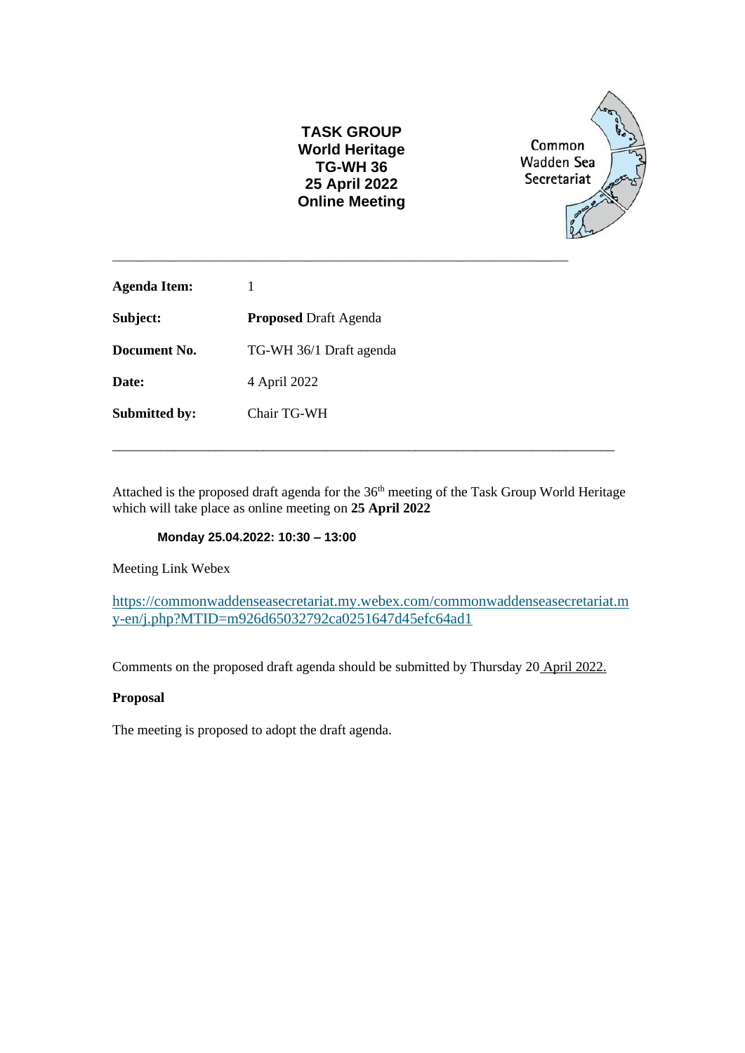**TASK GROUP**
**World Heritage**
**TG-WH 36**
**25 April 2022**
**Online Meeting**

Common Wadden Sea Secretariat

---

| | |
|---|---|
| **Agenda Item:** | 1 |
| **Subject:** | **Proposed** Draft Agenda |
| **Document No.** | TG-WH 36/1 Draft agenda |
| **Date:** | 4 April 2022 |
| **Submitted by:** | Chair TG-WH |

---

Attached is the proposed draft agenda for the 36th meeting of the Task Group World Heritage which will take place as online meeting on **25 April 2022**

**Monday 25.04.2022: 10:30 – 13:00**

Meeting Link Webex

https://commonwaddenseasecretariat.my.webex.com/commonwaddenseasecretariat.my-en/j.php?MTID=m926d65032792ca0251647d45efc64ad1

Comments on the proposed draft agenda should be submitted by Thursday 20 April 2022.

**Proposal**

The meeting is proposed to adopt the draft agenda.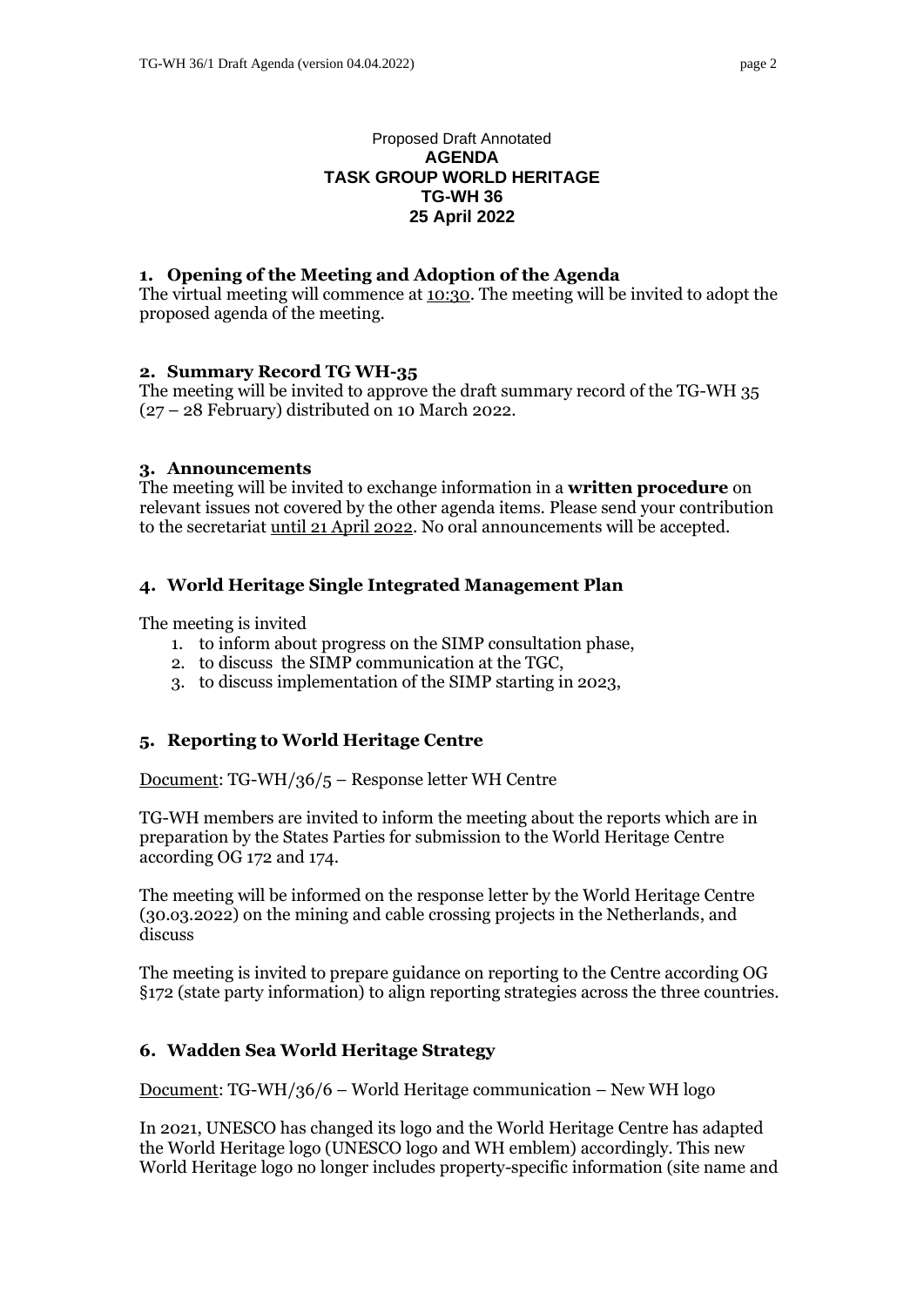Proposed Draft Annotated
**AGENDA**
**TASK GROUP WORLD HERITAGE**
**TG-WH 36**
**25 April 2022**

## 1. Opening of the Meeting and Adoption of the Agenda

The virtual meeting will commence at 10:30. The meeting will be invited to adopt the proposed agenda of the meeting.

## 2. Summary Record TG WH-35

The meeting will be invited to approve the draft summary record of the TG-WH 35 (27 – 28 February) distributed on 10 March 2022.

## 3. Announcements

The meeting will be invited to exchange information in a **written procedure** on relevant issues not covered by the other agenda items. Please send your contribution to the secretariat until 21 April 2022. No oral announcements will be accepted.

## 4. World Heritage Single Integrated Management Plan

The meeting is invited

1. to inform about progress on the SIMP consultation phase,
2. to discuss the SIMP communication at the TGC,
3. to discuss implementation of the SIMP starting in 2023,

## 5. Reporting to World Heritage Centre

Document: TG-WH/36/5 – Response letter WH Centre

TG-WH members are invited to inform the meeting about the reports which are in preparation by the States Parties for submission to the World Heritage Centre according OG 172 and 174.

The meeting will be informed on the response letter by the World Heritage Centre (30.03.2022) on the mining and cable crossing projects in the Netherlands, and discuss

The meeting is invited to prepare guidance on reporting to the Centre according OG §172 (state party information) to align reporting strategies across the three countries.

## 6. Wadden Sea World Heritage Strategy

Document: TG-WH/36/6 – World Heritage communication – New WH logo

In 2021, UNESCO has changed its logo and the World Heritage Centre has adapted the World Heritage logo (UNESCO logo and WH emblem) accordingly. This new World Heritage logo no longer includes property-specific information (site name and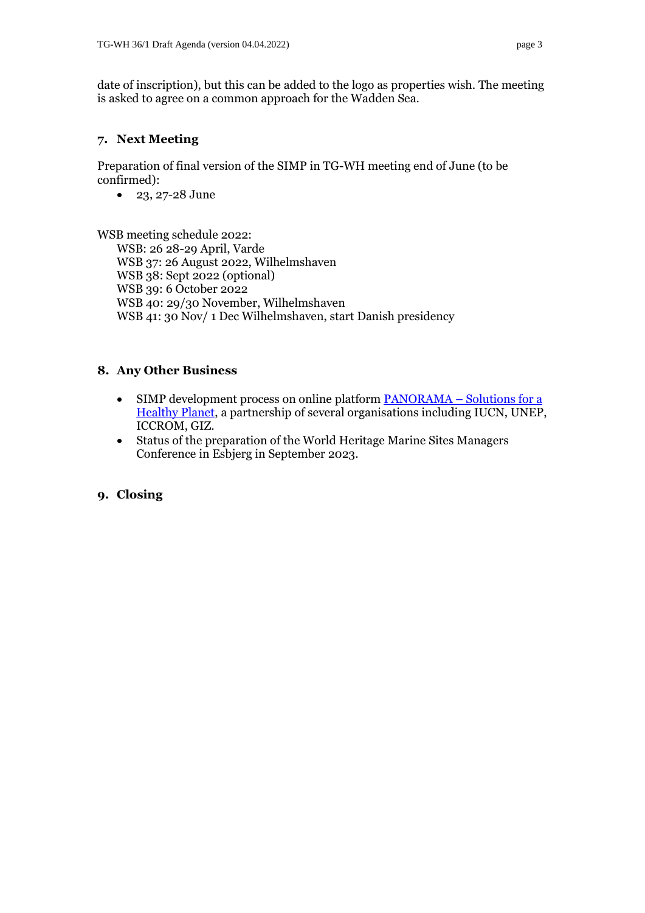date of inscription), but this can be added to the logo as properties wish. The meeting is asked to agree on a common approach for the Wadden Sea.

## 7. Next Meeting

Preparation of final version of the SIMP in TG-WH meeting end of June (to be confirmed):

- 23, 27-28 June

WSB meeting schedule 2022:
WSB: 26 28-29 April, Varde
WSB 37: 26 August 2022, Wilhelmshaven
WSB 38: Sept 2022 (optional)
WSB 39: 6 October 2022
WSB 40: 29/30 November, Wilhelmshaven
WSB 41: 30 Nov/ 1 Dec Wilhelmshaven, start Danish presidency

## 8. Any Other Business

- SIMP development process on online platform PANORAMA – Solutions for a Healthy Planet, a partnership of several organisations including IUCN, UNEP, ICCROM, GIZ.
- Status of the preparation of the World Heritage Marine Sites Managers Conference in Esbjerg in September 2023.

## 9. Closing